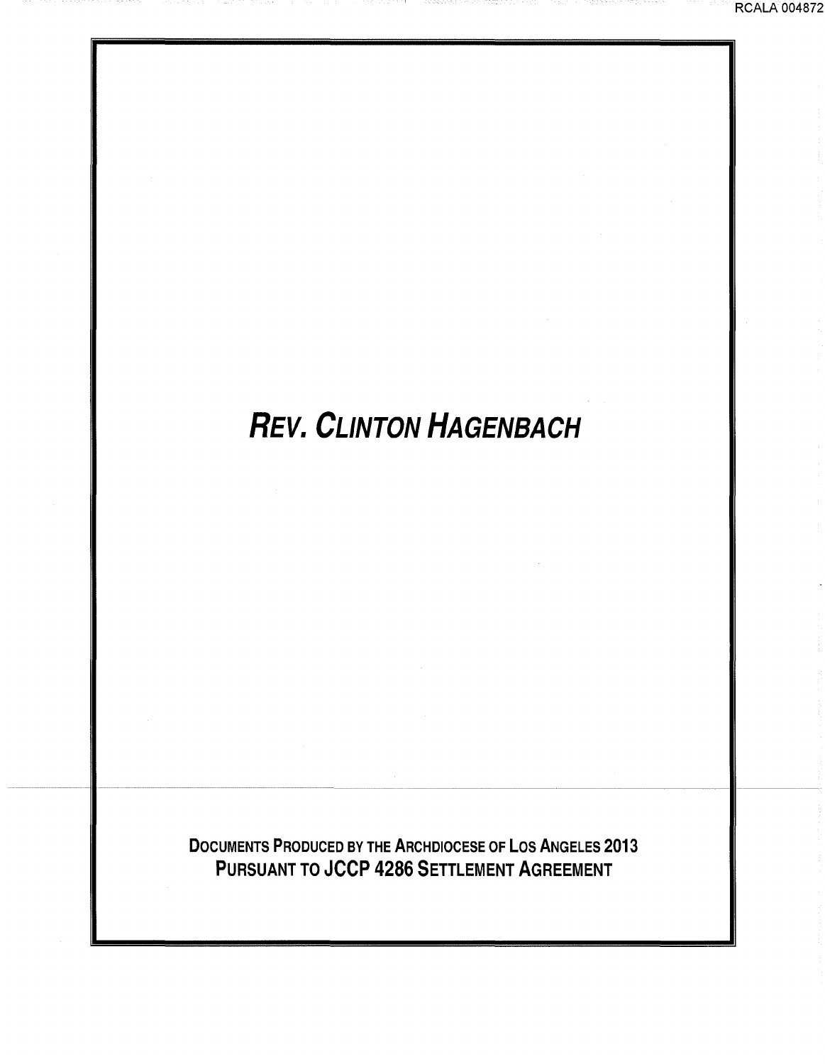# *REV. CLINTON HAGENBACH*

**DOCUMENTS PRODUCED BY THE ARCHDIOCESE OF LOS ANGELES 2013**
**PURSUANT TO JCCP 4286 SETTLEMENT AGREEMENT**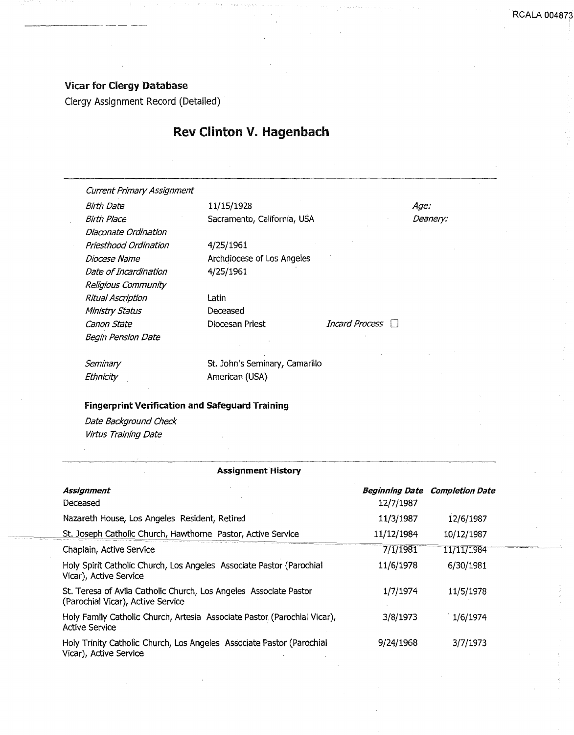**Vicar for Clergy Database**

Clergy Assignment Record (Detailed)

# Rev Clinton V. Hagenbach

| | | | |
|---|---|---|---|
| *Current Primary Assignment* | | | |
| *Birth Date* | 11/15/1928 | | *Age:* |
| *Birth Place* | Sacramento, California, USA | | *Deanery:* |
| *Diaconate Ordination* | | | |
| *Priesthood Ordination* | 4/25/1961 | | |
| *Diocese Name* | Archdiocese of Los Angeles | | |
| *Date of Incardination* | 4/25/1961 | | |
| *Religious Community* | | | |
| *Ritual Ascription* | Latin | | |
| *Ministry Status* | Deceased | | |
| *Canon State* | Diocesan Priest | *Incard Process* ☐ | |
| *Begin Pension Date* | | | |
| *Seminary* | St. John's Seminary, Camarillo | | |
| *Ethnicity* | American (USA) | | |

**Fingerprint Verification and Safeguard Training**

*Date Background Check*

*Virtus Training Date*

**Assignment History**

| *Assignment* | *Beginning Date* | *Completion Date* |
|---|---|---|
| Deceased | 12/7/1987 | |
| Nazareth House, Los Angeles Resident, Retired | 11/3/1987 | 12/6/1987 |
| St. Joseph Catholic Church, Hawthorne Pastor, Active Service | 11/12/1984 | 10/12/1987 |
| Chaplain, Active Service | 7/1/1981 | 11/11/1984 |
| Holy Spirit Catholic Church, Los Angeles Associate Pastor (Parochial Vicar), Active Service | 11/6/1978 | 6/30/1981 |
| St. Teresa of Avila Catholic Church, Los Angeles Associate Pastor (Parochial Vicar), Active Service | 1/7/1974 | 11/5/1978 |
| Holy Family Catholic Church, Artesia Associate Pastor (Parochial Vicar), Active Service | 3/8/1973 | 1/6/1974 |
| Holy Trinity Catholic Church, Los Angeles Associate Pastor (Parochial Vicar), Active Service | 9/24/1968 | 3/7/1973 |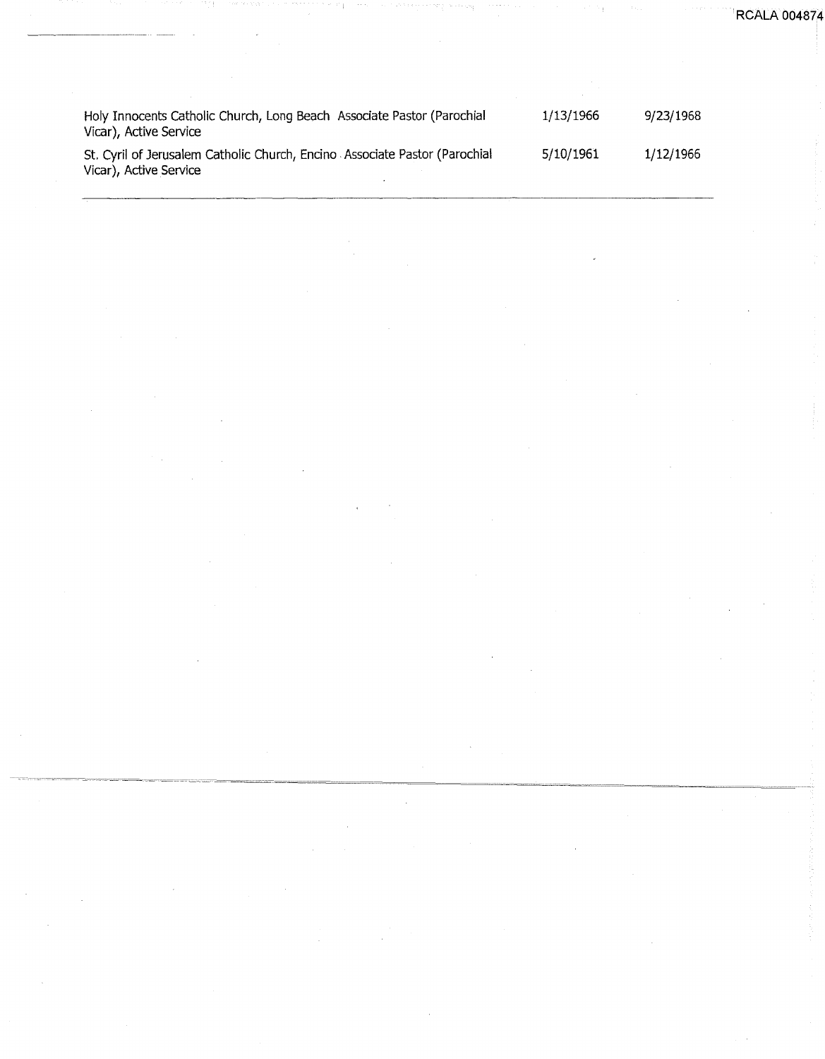| | | |
|---|---|---|
| Holy Innocents Catholic Church, Long Beach Associate Pastor (Parochial Vicar), Active Service | 1/13/1966 | 9/23/1968 |
| St. Cyril of Jerusalem Catholic Church, Encino Associate Pastor (Parochial Vicar), Active Service | 5/10/1961 | 1/12/1966 |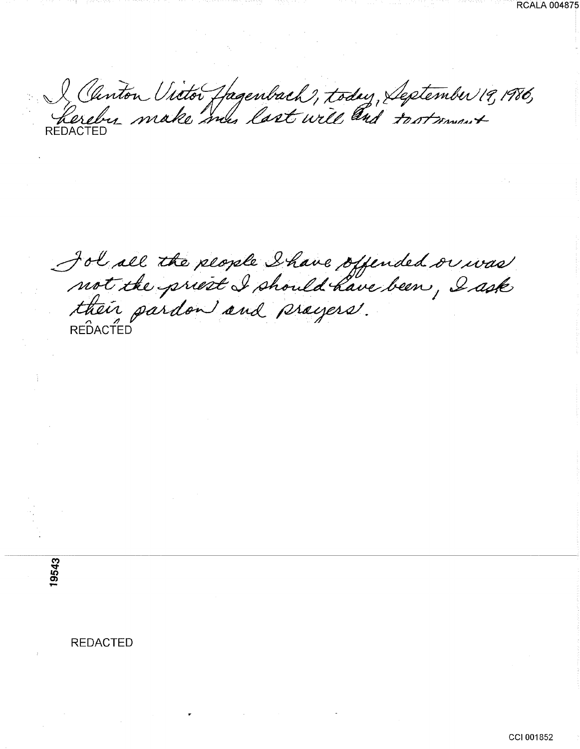I, Clinton Victor Hagenbach, today, September 19, 1986, hereby make my last will and testament

REDACTED

To all the people I have offended or was not the priest I should have been, I ask their pardon and prayers.

REDACTED

19543

REDACTED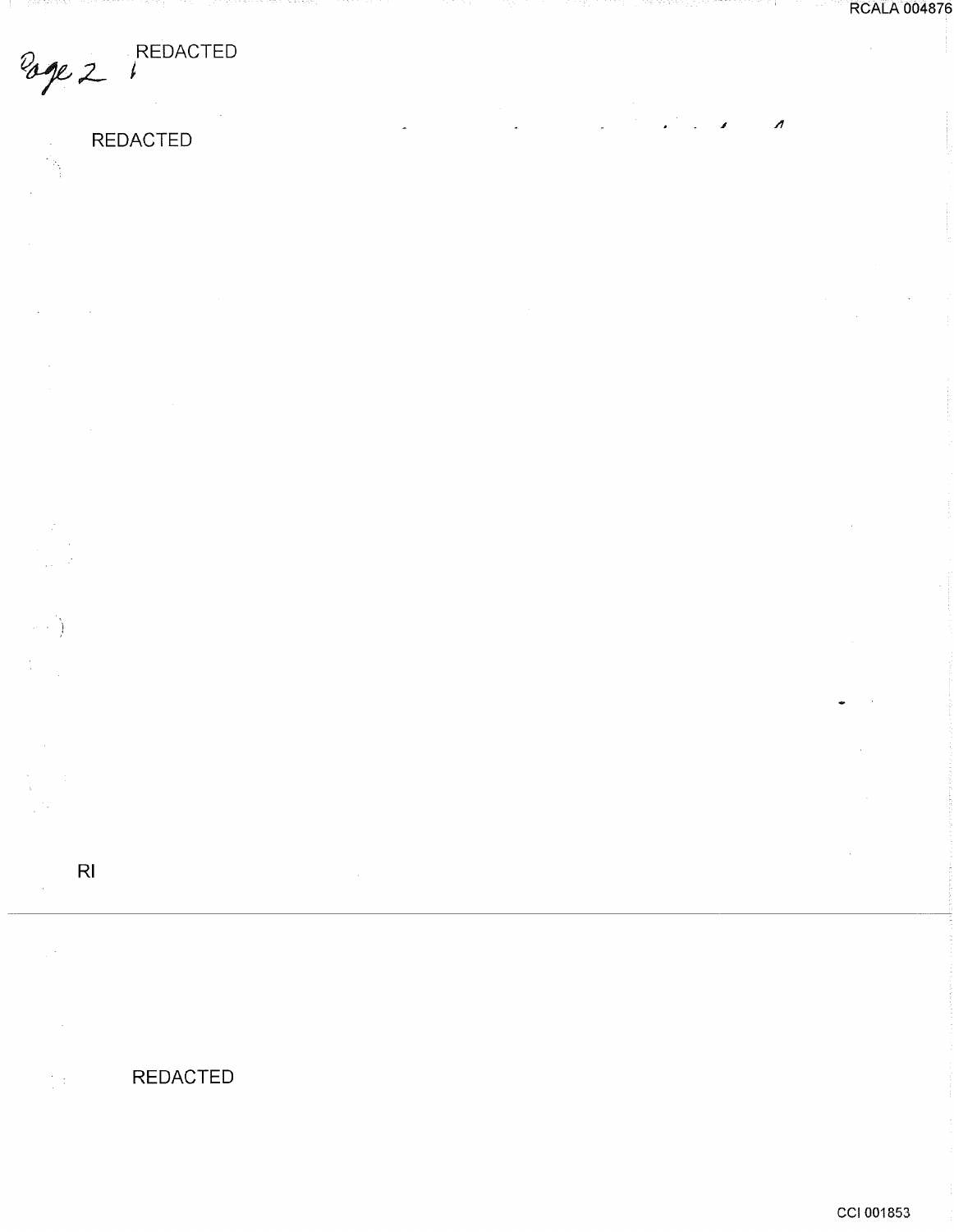Page 2 REDACTED

REDACTED

RI

REDACTED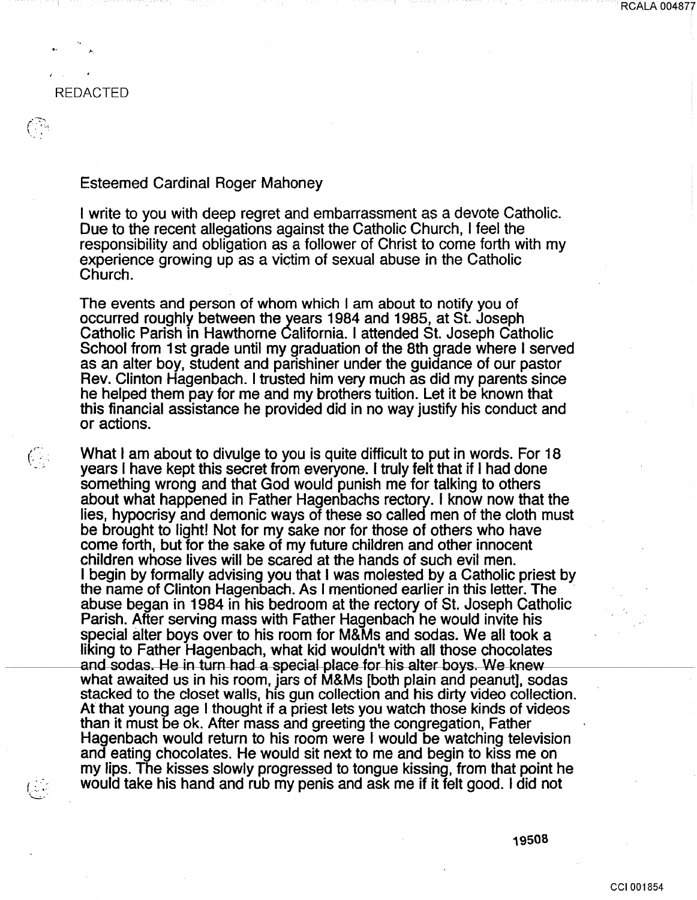REDACTED

Esteemed Cardinal Roger Mahoney

I write to you with deep regret and embarrassment as a devote Catholic. Due to the recent allegations against the Catholic Church, I feel the responsibility and obligation as a follower of Christ to come forth with my experience growing up as a victim of sexual abuse in the Catholic Church.

The events and person of whom which I am about to notify you of occurred roughly between the years 1984 and 1985, at St. Joseph Catholic Parish in Hawthorne California. I attended St. Joseph Catholic School from 1st grade until my graduation of the 8th grade where I served as an alter boy, student and parishiner under the guidance of our pastor Rev. Clinton Hagenbach. I trusted him very much as did my parents since he helped them pay for me and my brothers tuition. Let it be known that this financial assistance he provided did in no way justify his conduct and or actions.

What I am about to divulge to you is quite difficult to put in words. For 18 years I have kept this secret from everyone. I truly felt that if I had done something wrong and that God would punish me for talking to others about what happened in Father Hagenbachs rectory. I know now that the lies, hypocrisy and demonic ways of these so called men of the cloth must be brought to light! Not for my sake nor for those of others who have come forth, but for the sake of my future children and other innocent children whose lives will be scared at the hands of such evil men.
I begin by formally advising you that I was molested by a Catholic priest by the name of Clinton Hagenbach. As I mentioned earlier in this letter. The abuse began in 1984 in his bedroom at the rectory of St. Joseph Catholic Parish. After serving mass with Father Hagenbach he would invite his special alter boys over to his room for M&Ms and sodas. We all took a liking to Father Hagenbach, what kid wouldn't with all those chocolates and sodas. He in turn had a special place for his alter boys. We knew what awaited us in his room, jars of M&Ms [both plain and peanut], sodas stacked to the closet walls, his gun collection and his dirty video collection. At that young age I thought if a priest lets you watch those kinds of videos than it must be ok. After mass and greeting the congregation, Father Hagenbach would return to his room were I would be watching television and eating chocolates. He would sit next to me and begin to kiss me on my lips. The kisses slowly progressed to tongue kissing, from that point he would take his hand and rub my penis and ask me if it felt good. I did not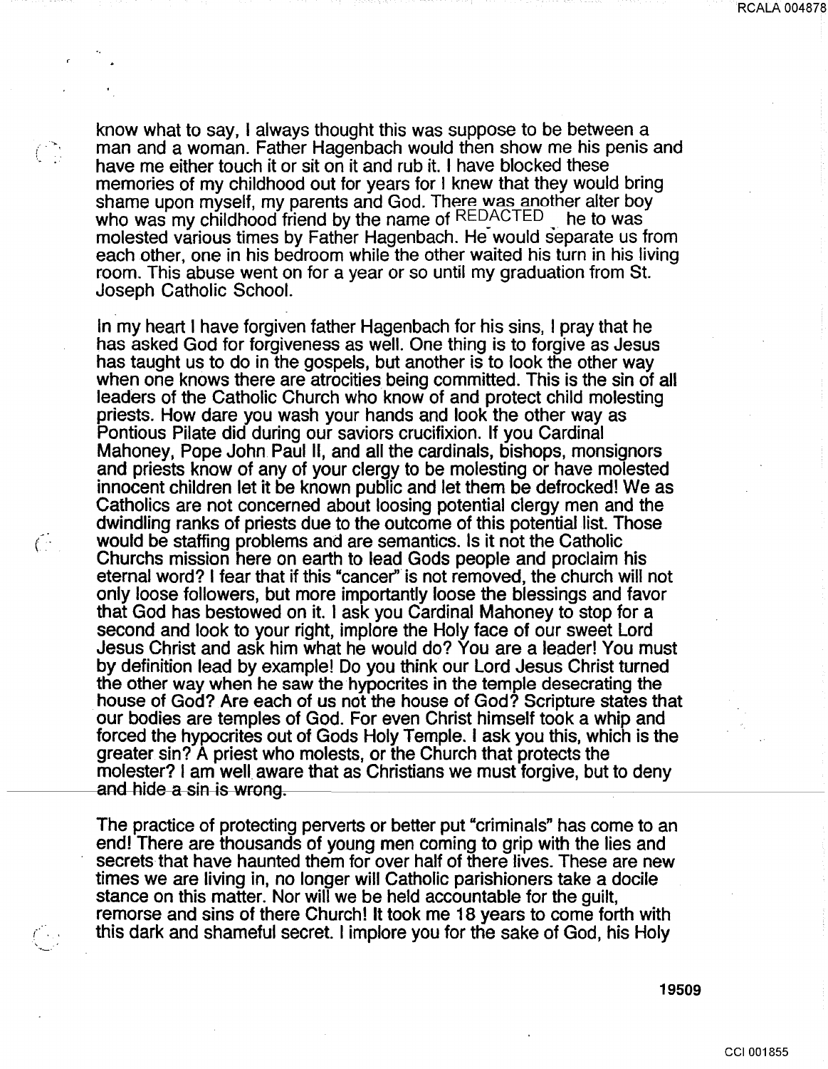know what to say, I always thought this was suppose to be between a man and a woman. Father Hagenbach would then show me his penis and have me either touch it or sit on it and rub it. I have blocked these memories of my childhood out for years for I knew that they would bring shame upon myself, my parents and God. There was another alter boy who was my childhood friend by the name of REDACTED he to was molested various times by Father Hagenbach. He would separate us from each other, one in his bedroom while the other waited his turn in his living room. This abuse went on for a year or so until my graduation from St. Joseph Catholic School.

In my heart I have forgiven father Hagenbach for his sins, I pray that he has asked God for forgiveness as well. One thing is to forgive as Jesus has taught us to do in the gospels, but another is to look the other way when one knows there are atrocities being committed. This is the sin of all leaders of the Catholic Church who know of and protect child molesting priests. How dare you wash your hands and look the other way as Pontious Pilate did during our saviors crucifixion. If you Cardinal Mahoney, Pope John Paul II, and all the cardinals, bishops, monsignors and priests know of any of your clergy to be molesting or have molested innocent children let it be known public and let them be defrocked! We as Catholics are not concerned about loosing potential clergy men and the dwindling ranks of priests due to the outcome of this potential list. Those would be staffing problems and are semantics. Is it not the Catholic Churchs mission here on earth to lead Gods people and proclaim his eternal word? I fear that if this "cancer" is not removed, the church will not only loose followers, but more importantly loose the blessings and favor that God has bestowed on it. I ask you Cardinal Mahoney to stop for a second and look to your right, implore the Holy face of our sweet Lord Jesus Christ and ask him what he would do? You are a leader! You must by definition lead by example! Do you think our Lord Jesus Christ turned the other way when he saw the hypocrites in the temple desecrating the house of God? Are each of us not the house of God? Scripture states that our bodies are temples of God. For even Christ himself took a whip and forced the hypocrites out of Gods Holy Temple. I ask you this, which is the greater sin? A priest who molests, or the Church that protects the molester? I am well aware that as Christians we must forgive, but to deny and hide a sin is wrong.

The practice of protecting perverts or better put "criminals" has come to an end! There are thousands of young men coming to grip with the lies and secrets that have haunted them for over half of there lives. These are new times we are living in, no longer will Catholic parishioners take a docile stance on this matter. Nor will we be held accountable for the guilt, remorse and sins of there Church! It took me 18 years to come forth with this dark and shameful secret. I implore you for the sake of God, his Holy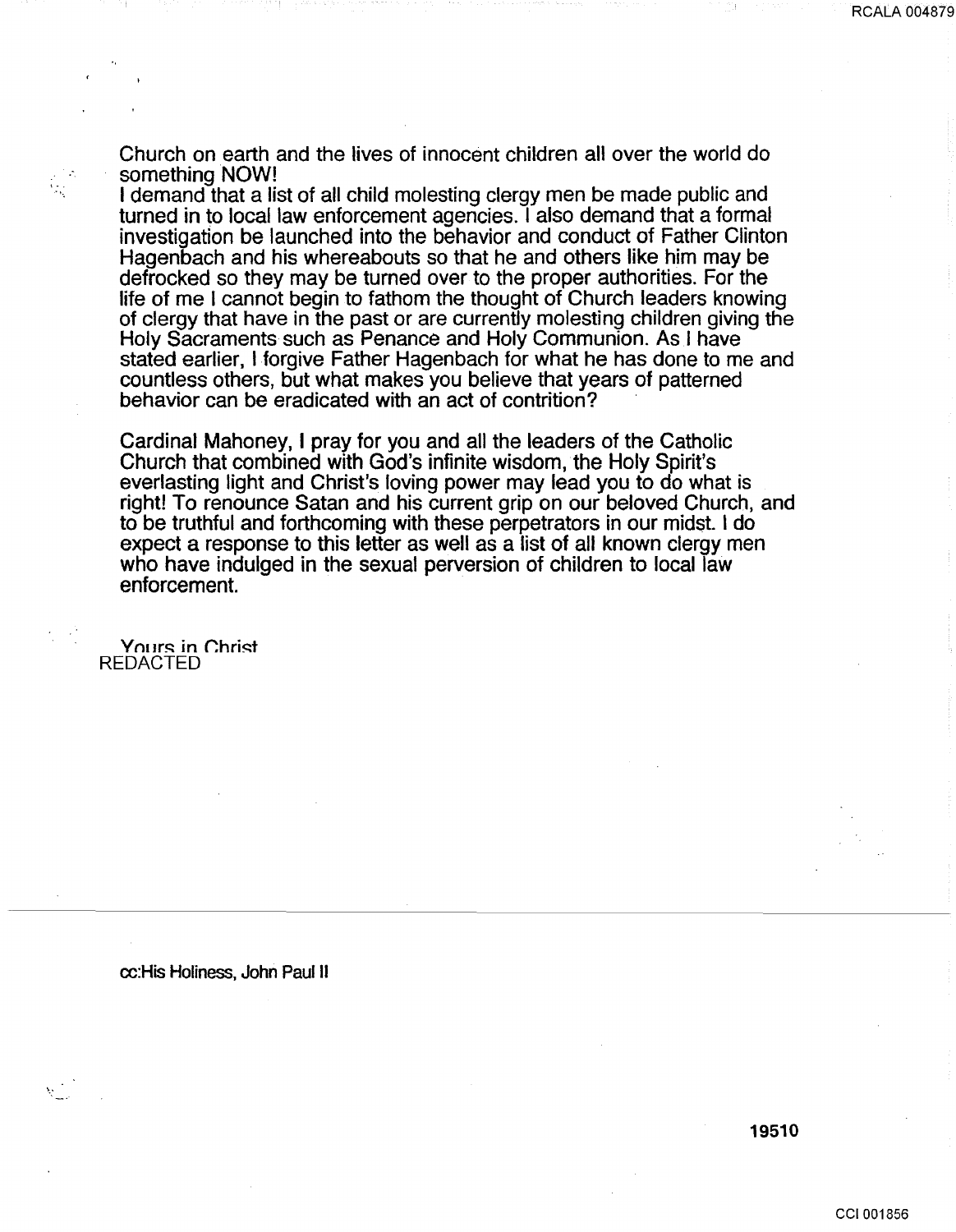Church on earth and the lives of innocent children all over the world do something NOW!

I demand that a list of all child molesting clergy men be made public and turned in to local law enforcement agencies. I also demand that a formal investigation be launched into the behavior and conduct of Father Clinton Hagenbach and his whereabouts so that he and others like him may be defrocked so they may be turned over to the proper authorities. For the life of me I cannot begin to fathom the thought of Church leaders knowing of clergy that have in the past or are currently molesting children giving the Holy Sacraments such as Penance and Holy Communion. As I have stated earlier, I forgive Father Hagenbach for what he has done to me and countless others, but what makes you believe that years of patterned behavior can be eradicated with an act of contrition?

Cardinal Mahoney, I pray for you and all the leaders of the Catholic Church that combined with God's infinite wisdom, the Holy Spirit's everlasting light and Christ's loving power may lead you to do what is right! To renounce Satan and his current grip on our beloved Church, and to be truthful and forthcoming with these perpetrators in our midst. I do expect a response to this letter as well as a list of all known clergy men who have indulged in the sexual perversion of children to local law enforcement.

Yours in Christ
REDACTED

cc:His Holiness, John Paul II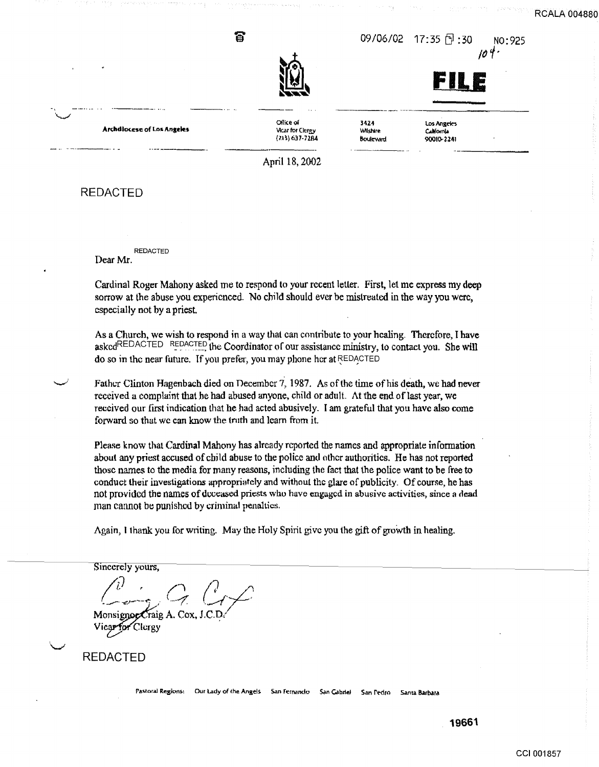09/06/02 17:35 :30 NO:925

104.

**FILE**

**Archdiocese of Los Angeles** | Office of Vicar for Clergy (213) 637-7284 | 3424 Wilshire Boulevard | Los Angeles California 90010-2241

April 18, 2002

REDACTED

Dear Mr. REDACTED

Cardinal Roger Mahony asked me to respond to your recent letter. First, let me express my deep sorrow at the abuse you experienced. No child should ever be mistreated in the way you were, especially not by a priest.

As a Church, we wish to respond in a way that can contribute to your healing. Therefore, I have asked REDACTED REDACTED the Coordinator of our assistance ministry, to contact you. She will do so in the near future. If you prefer, you may phone her at REDACTED

Father Clinton Hagenbach died on December 7, 1987. As of the time of his death, we had never received a complaint that he had abused anyone, child or adult. At the end of last year, we received our first indication that he had acted abusively. I am grateful that you have also come forward so that we can know the truth and learn from it.

Please know that Cardinal Mahony has already reported the names and appropriate information about any priest accused of child abuse to the police and other authorities. He has not reported those names to the media for many reasons, including the fact that the police want to be free to conduct their investigations appropriately and without the glare of publicity. Of course, he has not provided the names of deceased priests who have engaged in abusive activities, since a dead man cannot be punished by criminal penalties.

Again, I thank you for writing. May the Holy Spirit give you the gift of growth in healing.

Sincerely yours,

Monsignor Craig A. Cox, J.C.D.
Vicar for Clergy

REDACTED

Pastoral Regions: Our Lady of the Angels San Fernando San Gabriel San Pedro Santa Barbara

RCALA 004880

19661

CCI 001857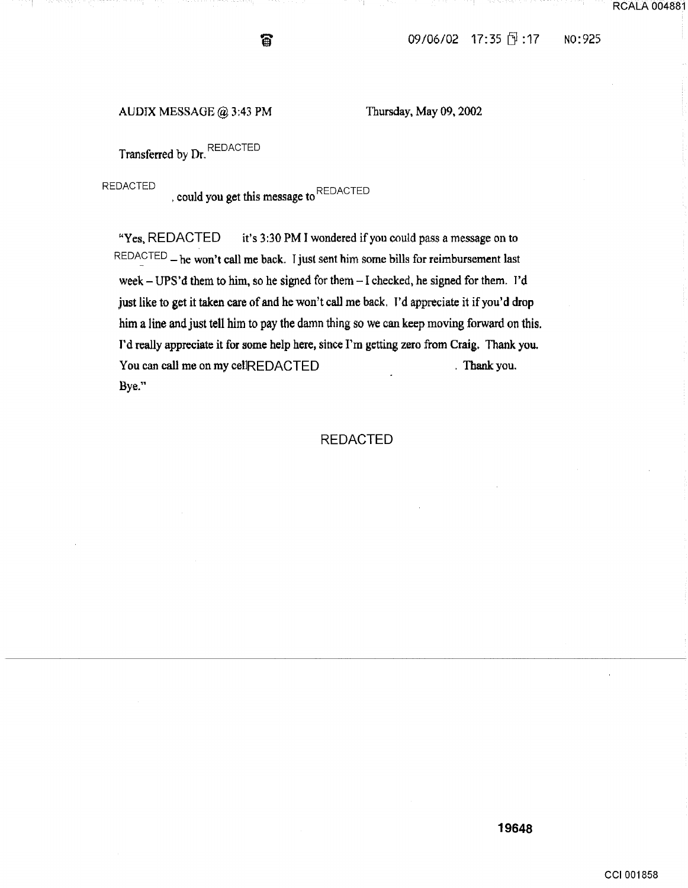AUDIX MESSAGE @ 3:43 PM Thursday, May 09, 2002

Transferred by Dr. REDACTED

REDACTED, could you get this message to REDACTED

"Yes, REDACTED it's 3:30 PM I wondered if you could pass a message on to REDACTED – he won't call me back. I just sent him some bills for reimbursement last week – UPS'd them to him, so he signed for them – I checked, he signed for them. I'd just like to get it taken care of and he won't call me back. I'd appreciate it if you'd drop him a line and just tell him to pay the damn thing so we can keep moving forward on this. I'd really appreciate it for some help here, since I'm getting zero from Craig. Thank you. You can call me on my cell REDACTED. Thank you. Bye."

REDACTED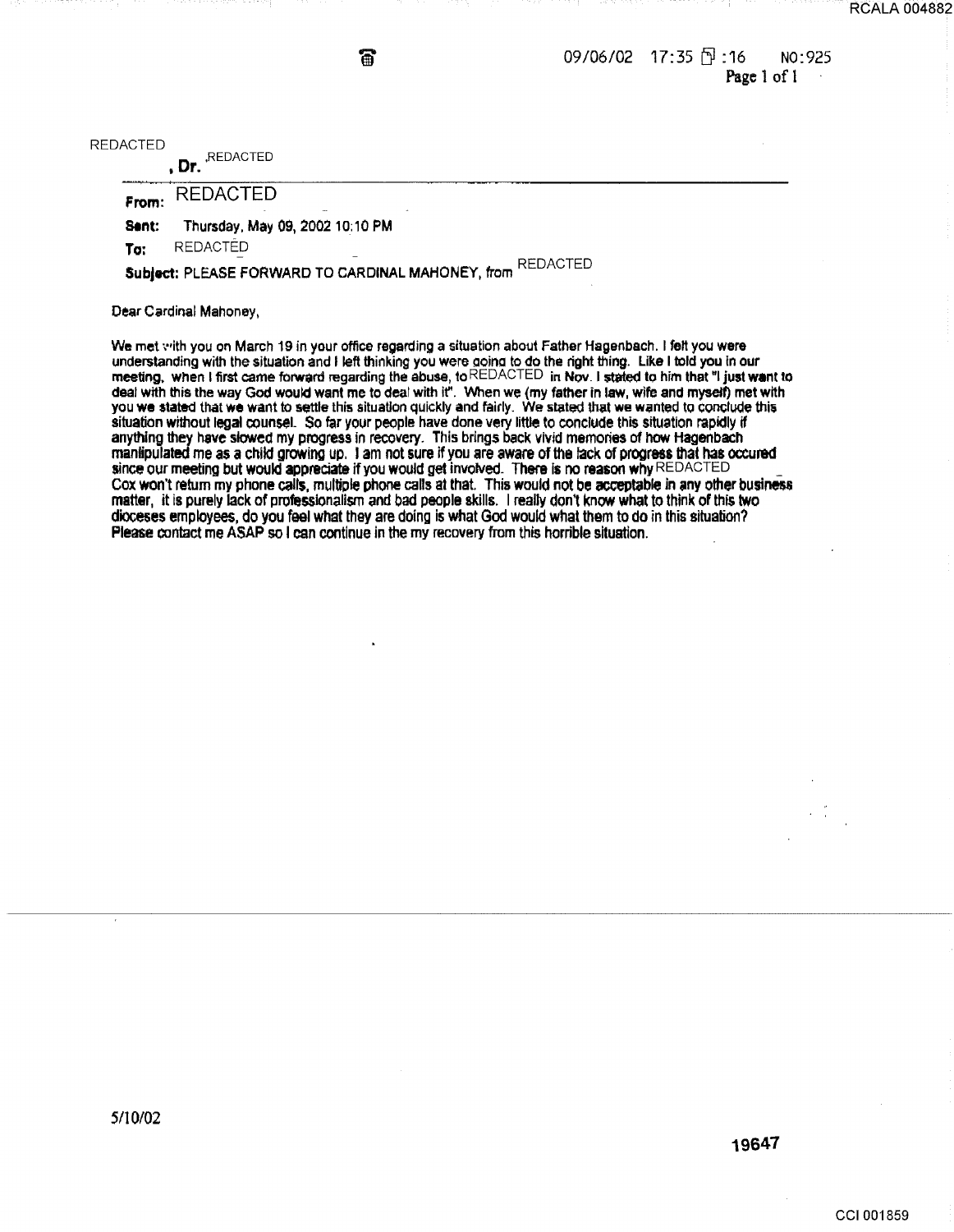REDACTED
, Dr. REDACTED

**From:** REDACTED

**Sent:** Thursday, May 09, 2002 10:10 PM

**To:** REDACTED

**Subject:** PLEASE FORWARD TO CARDINAL MAHONEY, from REDACTED

Dear Cardinal Mahoney,

We met with you on March 19 in your office regarding a situation about Father Hagenbach. I felt you were understanding with the situation and I left thinking you were going to do the right thing. Like I told you in our meeting, when I first came forward regarding the abuse, to REDACTED in Nov. I stated to him that "I just want to deal with this the way God would want me to deal with it". When we (my father in law, wife and myself) met with you we stated that we want to settle this situation quickly and fairly. We stated that we wanted to conclude this situation without legal counsel. So far your people have done very little to conclude this situation rapidly if anything they have slowed my progress in recovery. This brings back vivid memories of how Hagenbach manipulated me as a child growing up. I am not sure if you are aware of the lack of progress that has occured since our meeting but would appreciate if you would get involved. There is no reason why REDACTED Cox won't return my phone calls, multiple phone calls at that. This would not be acceptable in any other business matter, it is purely lack of professionalism and bad people skills. I really don't know what to think of this two dioceses employees, do you feel what they are doing is what God would what them to do in this situation? Please contact me ASAP so I can continue in the my recovery from this horrible situation.

5/10/02

19647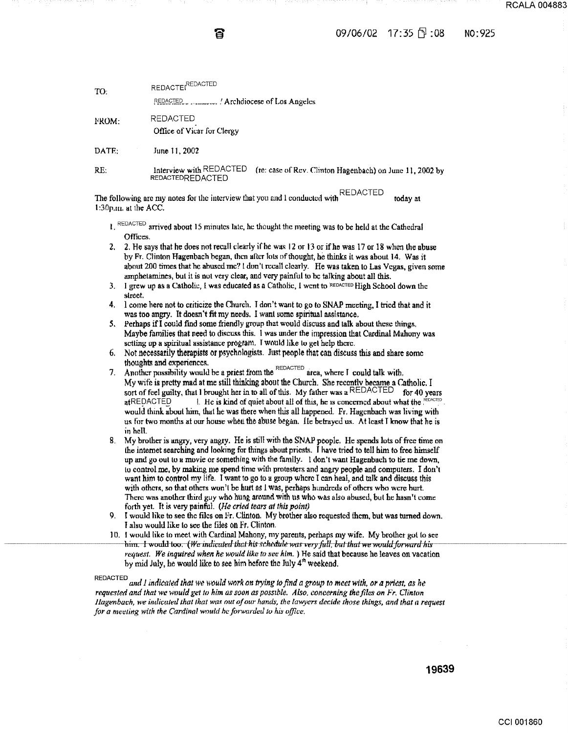TO: REDACTED REDACTED

REDACTED / Archdiocese of Los Angeles

FROM: REDACTED

Office of Vicar for Clergy

DATE: June 11, 2002

RE: Interview with REDACTED (re: case of Rev. Clinton Hagenbach) on June 11, 2002 by REDACTED REDACTED

The following are my notes for the interview that you and I conducted with REDACTED today at 1:30p.m. at the ACC.

1. REDACTED arrived about 15 minutes late, he thought the meeting was to be held at the Cathedral Offices.
2. 2. He says that he does not recall clearly if he was 12 or 13 or if he was 17 or 18 when the abuse by Fr. Clinton Hagenbach began, then after lots of thought, he thinks it was about 14. Was it about 200 times that he abused me? I don't recall clearly. He was taken to Las Vegas, given some amphetamines, but it is not very clear, and very painful to be talking about all this.
3. I grew up as a Catholic, I was educated as a Catholic, I went to REDACTED High School down the street.
4. I come here not to criticize the Church. I don't want to go to SNAP meeting, I tried that and it was too angry. It doesn't fit my needs. I want some spiritual assistance.
5. Perhaps if I could find some friendly group that would discuss and talk about these things. Maybe families that need to discuss this. I was under the impression that Cardinal Mahony was setting up a spiritual assistance program. I would like to get help there.
6. Not necessarily therapists or psychologists. Just people that can discuss this and share some thoughts and experiences.
7. Another possibility would be a priest from the REDACTED area, where I could talk with. My wife is pretty mad at me still thinking about the Church. She recently became a Catholic. I sort of feel guilty, that I brought her in to all of this. My father was a REDACTED for 40 years at REDACTED. He is kind of quiet about all of this, he is concerned about what the REDACTED would think about him, that he was there when this all happened. Fr. Hagenbach was living with us for two months at our house when the abuse began. He betrayed us. At least I know that he is in hell.
8. My brother is angry, very angry. He is still with the SNAP people. He spends lots of free time on the internet searching and looking for things about priests. I have tried to tell him to free himself up and go out to a movie or something with the family. I don't want Hagenbach to tie me down, to control me, by making me spend time with protesters and angry people and computers. I don't want him to control my life. I want to go to a group where I can heal, and talk and discuss this with others, so that others won't be hurt as I was, perhaps hundreds of others who were hurt. There was another third guy who hung around with us who was also abused, but he hasn't come forth yet. It is very painful. *(He cried tears at this point)*
9. I would like to see the files on Fr. Clinton. My brother also requested them, but was turned down. I also would like to see the files on Fr. Clinton.
10. I would like to meet with Cardinal Mahony, my parents, perhaps my wife. My brother got to see him. I would too. *(We indicated that his schedule was very full, but that we would forward his request. We inquired when he would like to see him.)* He said that because he leaves on vacation by mid July, he would like to see him before the July 4th weekend.

REDACTED *and I indicated that we would work on trying to find a group to meet with, or a priest, as he requested and that we would get to him as soon as possible. Also, concerning the files on Fr. Clinton Hagenbach, we indicated that that was out of our hands, the lawyers decide those things, and that a request for a meeting with the Cardinal would be forwarded to his office.*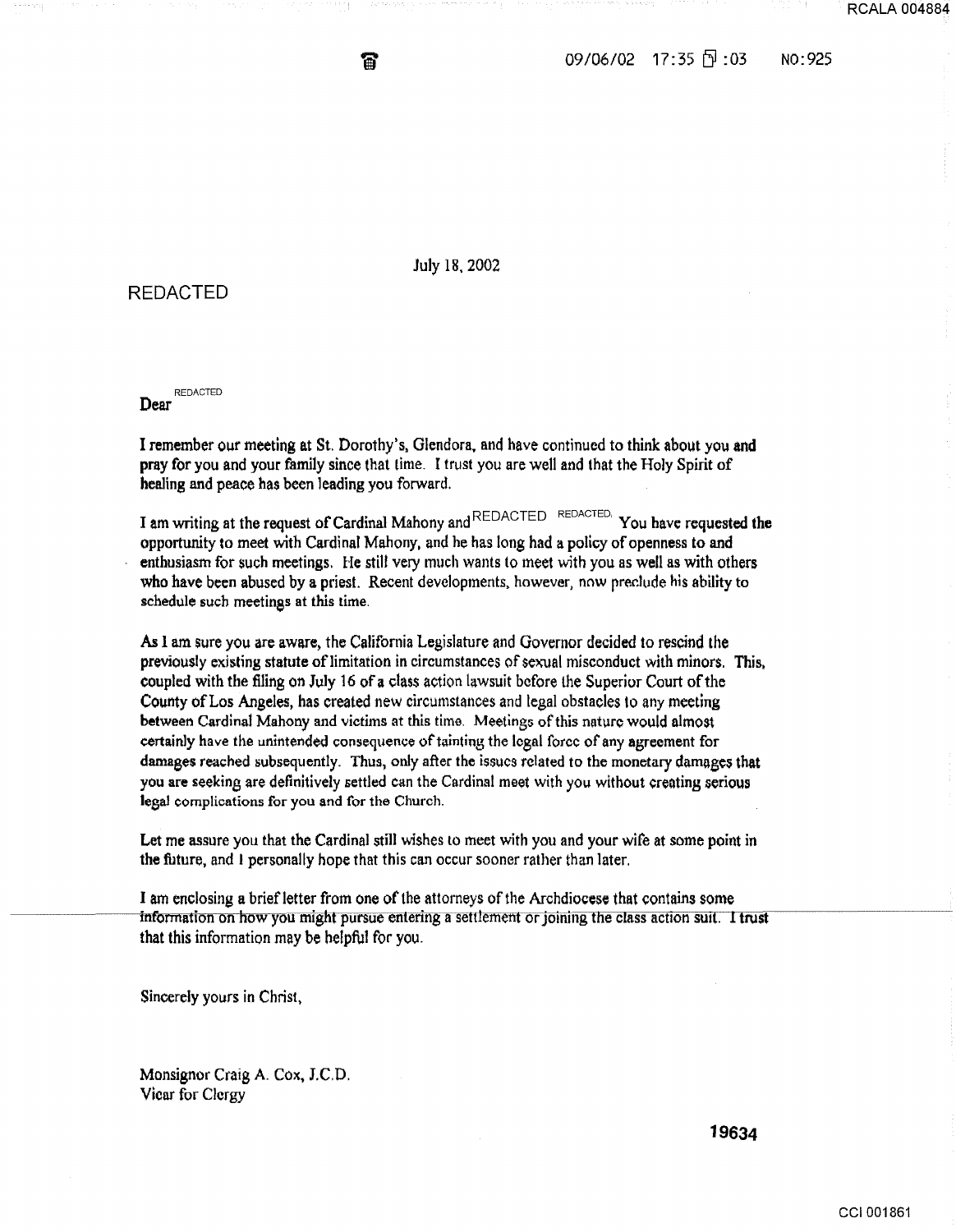July 18, 2002

REDACTED

Dear REDACTED

I remember our meeting at St. Dorothy's, Glendora, and have continued to think about you and pray for you and your family since that time. I trust you are well and that the Holy Spirit of healing and peace has been leading you forward.

I am writing at the request of Cardinal Mahony and REDACTED REDACTED. You have requested the opportunity to meet with Cardinal Mahony, and he has long had a policy of openness to and enthusiasm for such meetings. He still very much wants to meet with you as well as with others who have been abused by a priest. Recent developments, however, now preclude his ability to schedule such meetings at this time.

As I am sure you are aware, the California Legislature and Governor decided to rescind the previously existing statute of limitation in circumstances of sexual misconduct with minors. This, coupled with the filing on July 16 of a class action lawsuit before the Superior Court of the County of Los Angeles, has created new circumstances and legal obstacles to any meeting between Cardinal Mahony and victims at this time. Meetings of this nature would almost certainly have the unintended consequence of tainting the legal force of any agreement for damages reached subsequently. Thus, only after the issues related to the monetary damages that you are seeking are definitively settled can the Cardinal meet with you without creating serious legal complications for you and for the Church.

Let me assure you that the Cardinal still wishes to meet with you and your wife at some point in the future, and I personally hope that this can occur sooner rather than later.

I am enclosing a brief letter from one of the attorneys of the Archdiocese that contains some information on how you might pursue entering a settlement or joining the class action suit. I trust that this information may be helpful for you.

Sincerely yours in Christ,

Monsignor Craig A. Cox, J.C.D.
Vicar for Clergy

19634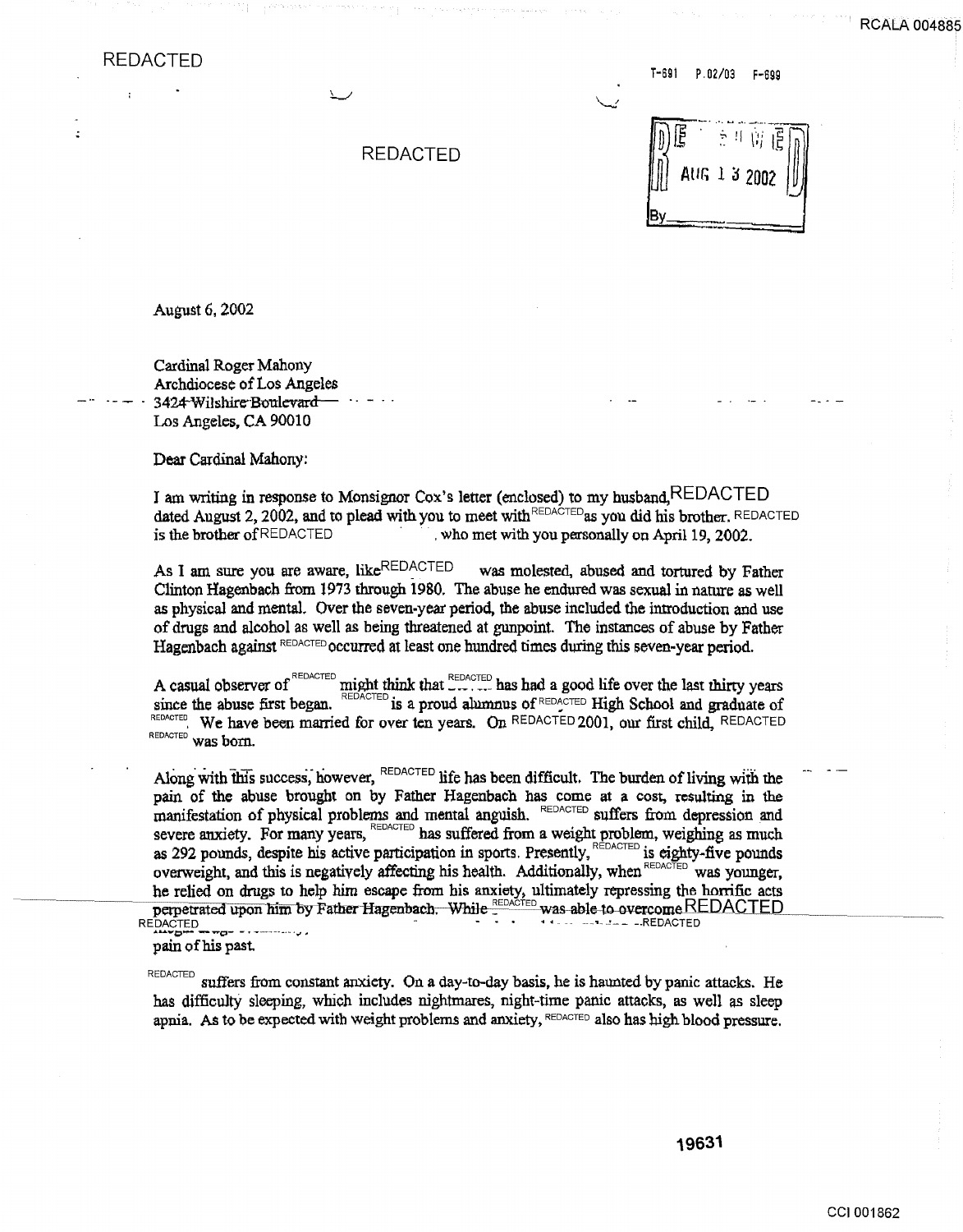REDACTED

REDACTED

RECEIVED
AUG 13 2002
By________

August 6, 2002

Cardinal Roger Mahony
Archdiocese of Los Angeles
3424 Wilshire Boulevard
Los Angeles, CA 90010

Dear Cardinal Mahony:

I am writing in response to Monsignor Cox's letter (enclosed) to my husband, REDACTED dated August 2, 2002, and to plead with you to meet with REDACTED as you did his brother. REDACTED is the brother of REDACTED , who met with you personally on April 19, 2002.

As I am sure you are aware, like REDACTED was molested, abused and tortured by Father Clinton Hagenbach from 1973 through 1980. The abuse he endured was sexual in nature as well as physical and mental. Over the seven-year period, the abuse included the introduction and use of drugs and alcohol as well as being threatened at gunpoint. The instances of abuse by Father Hagenbach against REDACTED occurred at least one hundred times during this seven-year period.

A casual observer of REDACTED might think that REDACTED has had a good life over the last thirty years since the abuse first began. REDACTED is a proud alumnus of REDACTED High School and graduate of REDACTED. We have been married for over ten years. On REDACTED 2001, our first child, REDACTED REDACTED was born.

Along with this success, however, REDACTED life has been difficult. The burden of living with the pain of the abuse brought on by Father Hagenbach has come at a cost, resulting in the manifestation of physical problems and mental anguish. REDACTED suffers from depression and severe anxiety. For many years, REDACTED has suffered from a weight problem, weighing as much as 292 pounds, despite his active participation in sports. Presently, REDACTED is eighty-five pounds overweight, and this is negatively affecting his health. Additionally, when REDACTED was younger, he relied on drugs to help him escape from his anxiety, ultimately repressing the horrific acts perpetrated upon him by Father Hagenbach. While REDACTED was able to overcome REDACTED REDACTED REDACTED pain of his past.

REDACTED suffers from constant anxiety. On a day-to-day basis, he is haunted by panic attacks. He has difficulty sleeping, which includes nightmares, night-time panic attacks, as well as sleep apnia. As to be expected with weight problems and anxiety, REDACTED also has high blood pressure.

19631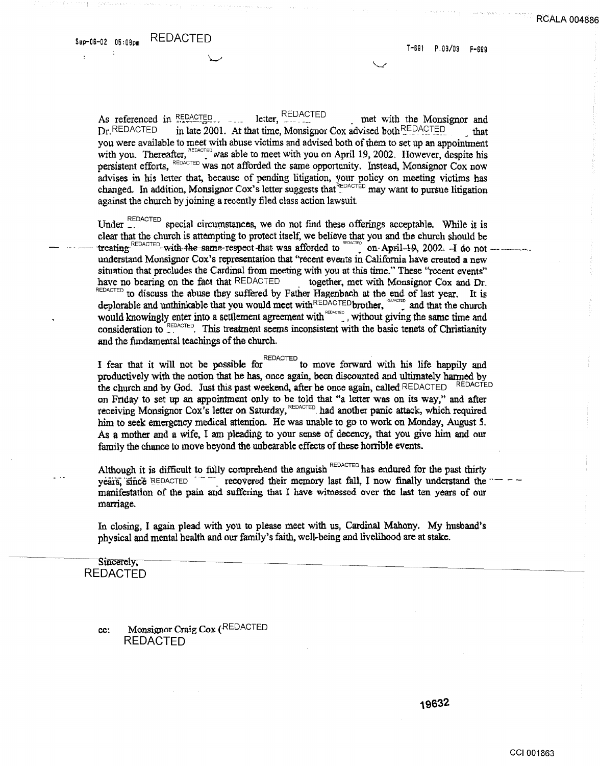As referenced in REDACTED letter, REDACTED met with the Monsignor and Dr. REDACTED in late 2001. At that time, Monsignor Cox advised both REDACTED that you were available to meet with abuse victims and advised both of them to set up an appointment with you. Thereafter, REDACTED was able to meet with you on April 19, 2002. However, despite his persistent efforts, REDACTED was not afforded the same opportunity. Instead, Monsignor Cox now advises in his letter that, because of pending litigation, your policy on meeting victims has changed. In addition, Monsignor Cox's letter suggests that REDACTED may want to pursue litigation against the church by joining a recently filed class action lawsuit.

Under REDACTED special circumstances, we do not find these offerings acceptable. While it is clear that the church is attempting to protect itself, we believe that you and the church should be treating REDACTED with the same respect that was afforded to REDACTED on April 19, 2002. I do not understand Monsignor Cox's representation that "recent events in California have created a new situation that precludes the Cardinal from meeting with you at this time." These "recent events" have no bearing on the fact that REDACTED together, met with Monsignor Cox and Dr. REDACTED to discuss the abuse they suffered by Father Hagenbach at the end of last year. It is deplorable and unthinkable that you would meet with REDACTED brother, REDACTED and that the church would knowingly enter into a settlement agreement with REDACTED, without giving the same time and consideration to REDACTED. This treatment seems inconsistent with the basic tenets of Christianity and the fundamental teachings of the church.

I fear that it will not be possible for REDACTED to move forward with his life happily and productively with the notion that he has, once again, been discounted and ultimately harmed by the church and by God. Just this past weekend, after he once again, called REDACTED REDACTED on Friday to set up an appointment only to be told that "a letter was on its way," and after receiving Monsignor Cox's letter on Saturday, REDACTED had another panic attack, which required him to seek emergency medical attention. He was unable to go to work on Monday, August 5. As a mother and a wife, I am pleading to your sense of decency, that you give him and our family the chance to move beyond the unbearable effects of these horrible events.

Although it is difficult to fully comprehend the anguish REDACTED has endured for the past thirty years, since REDACTED recovered their memory last fall, I now finally understand the manifestation of the pain and suffering that I have witnessed over the last ten years of our marriage.

In closing, I again plead with you to please meet with us, Cardinal Mahony. My husband's physical and mental health and our family's faith, well-being and livelihood are at stake.

Sincerely,
REDACTED

cc: Monsignor Craig Cox (REDACTED
REDACTED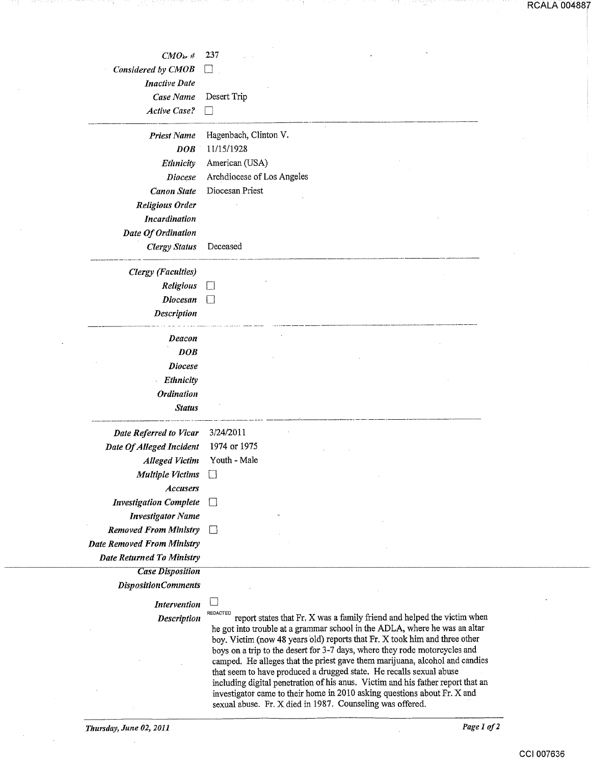RCALA 004887

| Field | Value |
|---|---|
| *CMOb #* | 237 |
| *Considered by CMOB* | ☐ |
| *Inactive Date* | |
| *Case Name* | Desert Trip |
| *Active Case?* | ☐ |

| Field | Value |
|---|---|
| *Priest Name* | Hagenbach, Clinton V. |
| *DOB* | 11/15/1928 |
| *Ethnicity* | American (USA) |
| *Diocese* | Archdiocese of Los Angeles |
| *Canon State* | Diocesan Priest |
| *Religious Order* | |
| *Incardination* | |
| *Date Of Ordination* | |
| *Clergy Status* | Deceased |

| Field | Value |
|---|---|
| *Clergy (Faculties)* | |
| *Religious* | ☐ |
| *Diocesan* | ☐ |
| *Description* | |

| Field | Value |
|---|---|
| *Deacon* | |
| *DOB* | |
| *Diocese* | |
| *Ethnicity* | |
| *Ordination* | |
| *Status* | |

| Field | Value |
|---|---|
| *Date Referred to Vicar* | 3/24/2011 |
| *Date Of Alleged Incident* | 1974 or 1975 |
| *Alleged Victim* | Youth - Male |
| *Multiple Victims* | ☐ |
| *Accusers* | |
| *Investigation Complete* | ☐ |
| *Investigator Name* | |
| *Removed From Ministry* | ☐ |
| *Date Removed From Ministry* | |
| *Date Returned To Ministry* | |
| *Case Disposition* | |
| *DispositionComments* | |
| *Intervention* | ☐ |
| *Description* | REDACTED report states that Fr. X was a family friend and helped the victim when he got into trouble at a grammar school in the ADLA, where he was an altar boy. Victim (now 48 years old) reports that Fr. X took him and three other boys on a trip to the desert for 3-7 days, where they rode motorcycles and camped. He alleges that the priest gave them marijuana, alcohol and candies that seem to have produced a drugged state. He recalls sexual abuse including digital penetration of his anus. Victim and his father report that an investigator came to their home in 2010 asking questions about Fr. X and sexual abuse. Fr. X died in 1987. Counseling was offered. |

*Thursday, June 02, 2011*

CCI 007636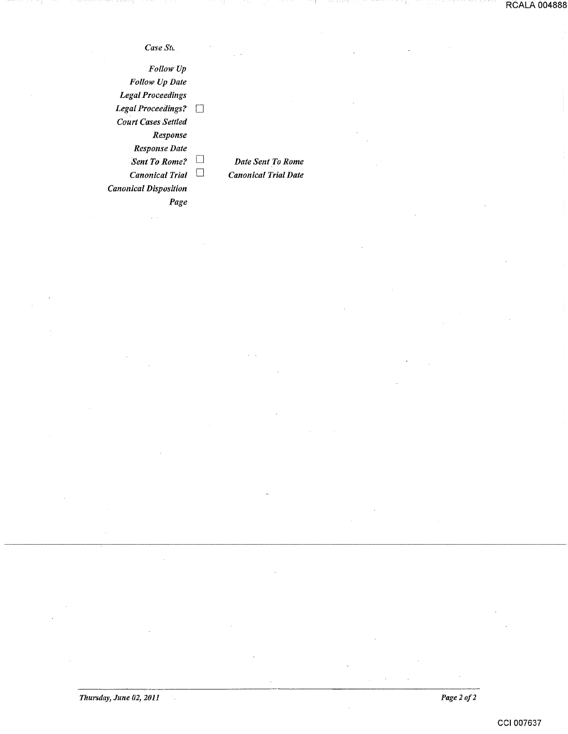*Case St.*

*Follow Up*

*Follow Up Date*

*Legal Proceedings*

*Legal Proceedings?* ☐

*Court Cases Settled*

*Response*

*Response Date*

*Sent To Rome?* ☐ *Date Sent To Rome*

*Canonical Trial* ☐ *Canonical Trial Date*

*Canonical Disposition*

*Page*

*Thursday, June 02, 2011*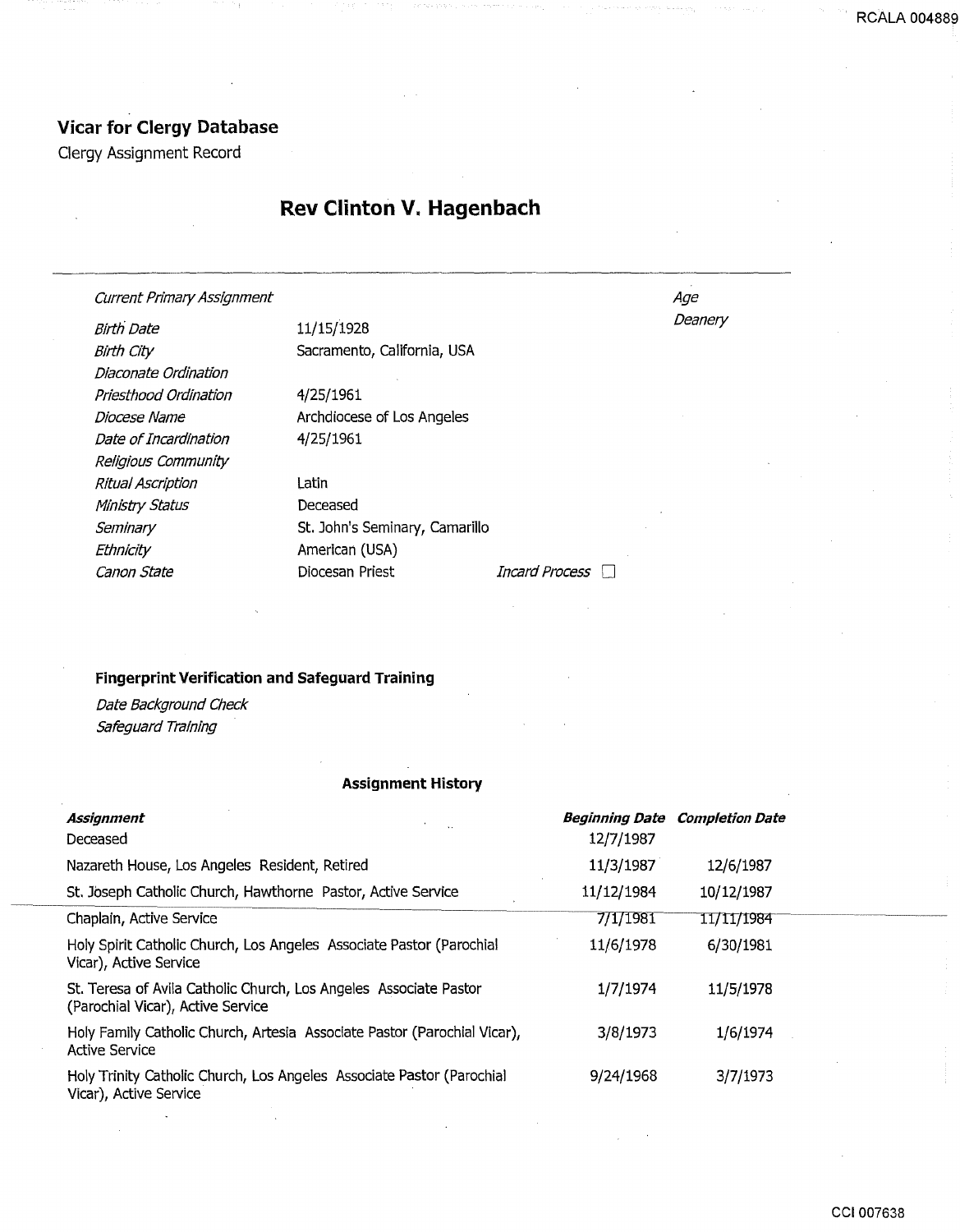# Vicar for Clergy Database

Clergy Assignment Record

## Rev Clinton V. Hagenbach

| | | | |
|---|---|---|---|
| *Current Primary Assignment* | | | *Age* |
| *Birth Date* | 11/15/1928 | | *Deanery* |
| *Birth City* | Sacramento, California, USA | | |
| *Diaconate Ordination* | | | |
| *Priesthood Ordination* | 4/25/1961 | | |
| *Diocese Name* | Archdiocese of Los Angeles | | |
| *Date of Incardination* | 4/25/1961 | | |
| *Religious Community* | | | |
| *Ritual Ascription* | Latin | | |
| *Ministry Status* | Deceased | | |
| *Seminary* | St. John's Seminary, Camarillo | | |
| *Ethnicity* | American (USA) | | |
| *Canon State* | Diocesan Priest | *Incard Process* ☐ | |

### Fingerprint Verification and Safeguard Training

*Date Background Check*

*Safeguard Training*

### Assignment History

| ***Assignment*** | ***Beginning Date*** | ***Completion Date*** |
|---|---|---|
| Deceased | 12/7/1987 | |
| Nazareth House, Los Angeles Resident, Retired | 11/3/1987 | 12/6/1987 |
| St. Joseph Catholic Church, Hawthorne Pastor, Active Service | 11/12/1984 | 10/12/1987 |
| Chaplain, Active Service | 7/1/1981 | 11/11/1984 |
| Holy Spirit Catholic Church, Los Angeles Associate Pastor (Parochial Vicar), Active Service | 11/6/1978 | 6/30/1981 |
| St. Teresa of Avila Catholic Church, Los Angeles Associate Pastor (Parochial Vicar), Active Service | 1/7/1974 | 11/5/1978 |
| Holy Family Catholic Church, Artesia Associate Pastor (Parochial Vicar), Active Service | 3/8/1973 | 1/6/1974 |
| Holy Trinity Catholic Church, Los Angeles Associate Pastor (Parochial Vicar), Active Service | 9/24/1968 | 3/7/1973 |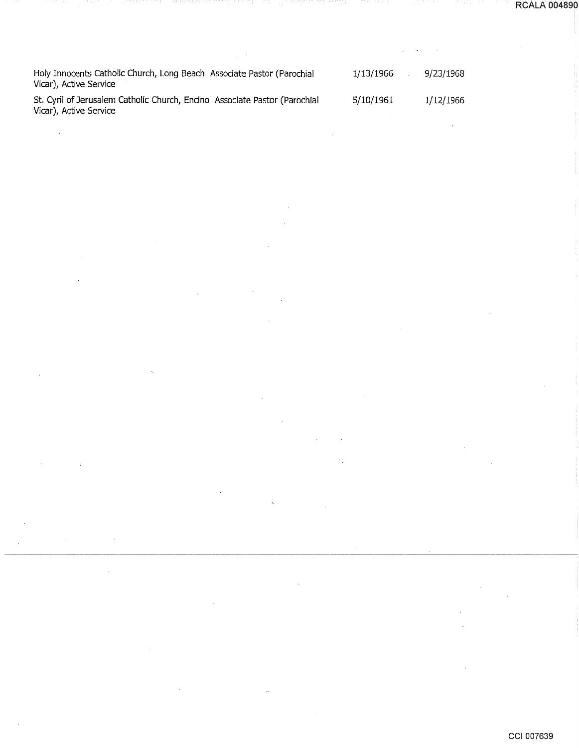| | | |
|---|---|---|
| Holy Innocents Catholic Church, Long Beach Associate Pastor (Parochial Vicar), Active Service | 1/13/1966 | 9/23/1968 |
| St. Cyril of Jerusalem Catholic Church, Encino Associate Pastor (Parochial Vicar), Active Service | 5/10/1961 | 1/12/1966 |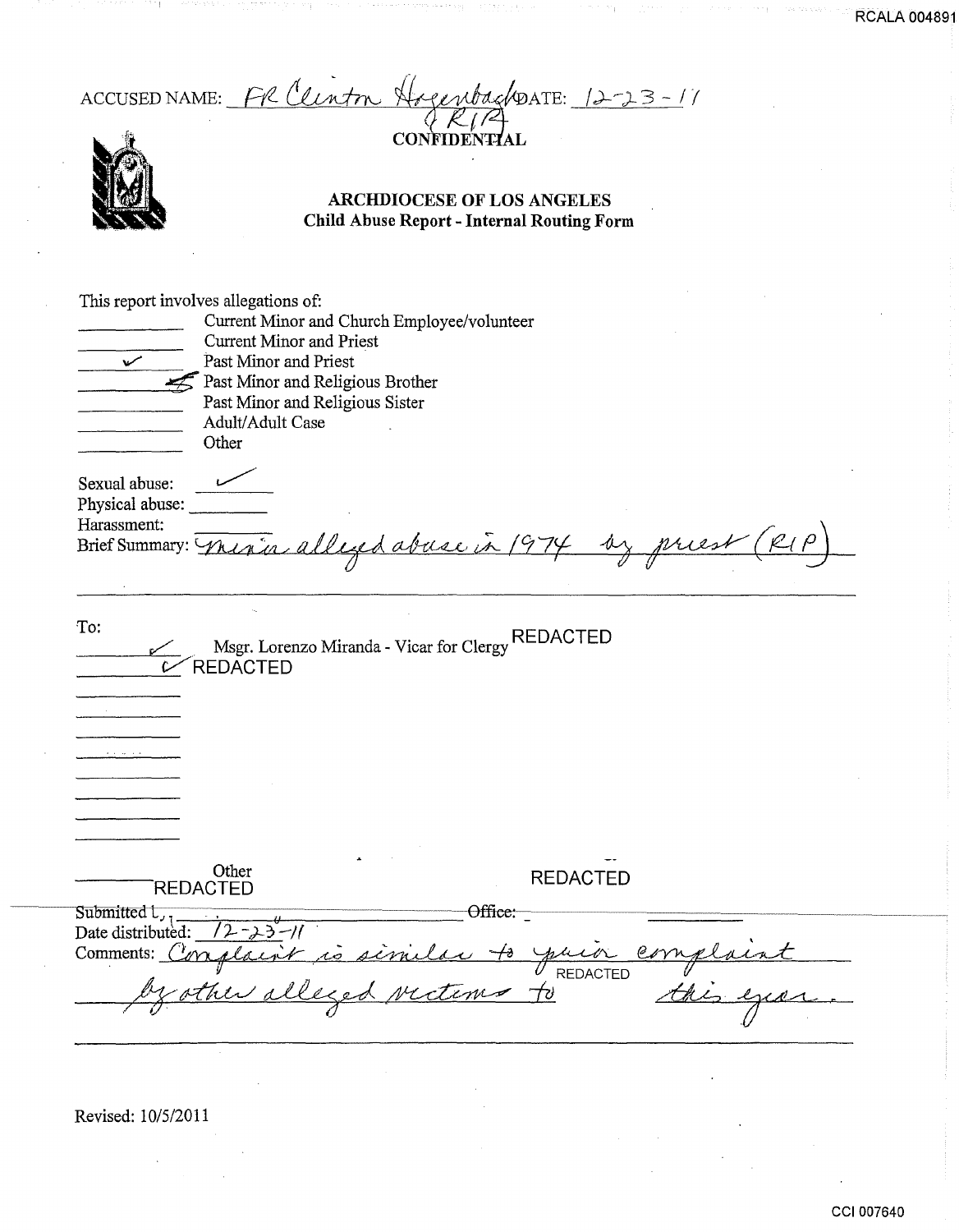ACCUSED NAME: Fr Clinton Hagenbach (RIP) DATE: 12-23-11

**CONFIDENTIAL**

**ARCHDIOCESE OF LOS ANGELES**
**Child Abuse Report - Internal Routing Form**

This report involves allegations of:

- \_\_\_\_\_\_ Current Minor and Church Employee/volunteer
- \_\_\_\_\_\_ Current Minor and Priest
- ✓ Past Minor and Priest
- ✗ Past Minor and Religious Brother
- \_\_\_\_\_\_ Past Minor and Religious Sister
- \_\_\_\_\_\_ Adult/Adult Case
- \_\_\_\_\_\_ Other

Sexual abuse: ✓
Physical abuse: \_\_\_\_\_\_
Harassment: \_\_\_\_\_\_
Brief Summary: Minor alleged abuse in 1974 by priest (RIP)

To:

- ✓ Msgr. Lorenzo Miranda - Vicar for Clergy REDACTED
- ✓ REDACTED

Other REDACTED REDACTED

Submitted by: \_\_\_\_\_\_ Office: \_\_\_\_\_\_
Date distributed: 12-23-11
Comments: Complaint is similar to prior complaint by other alleged victims to REDACTED this year.

Revised: 10/5/2011

CCI 007640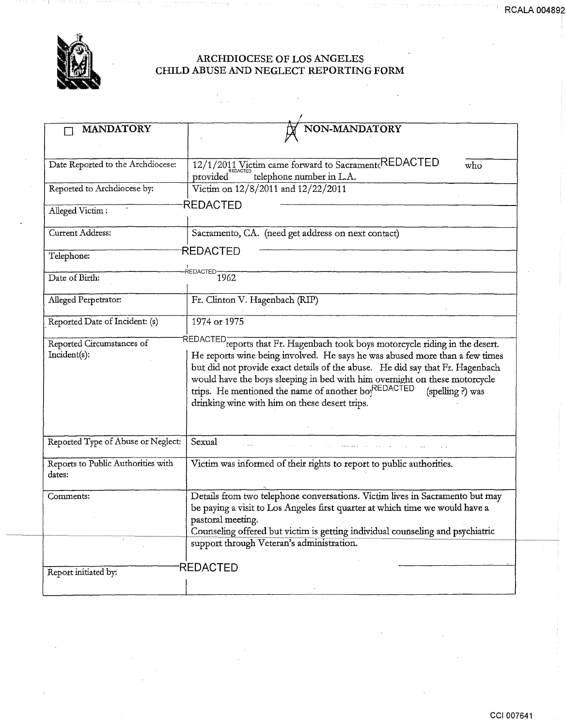# ARCHDIOCESE OF LOS ANGELES
## CHILD ABUSE AND NEGLECT REPORTING FORM

| ☐ MANDATORY | ☒ NON-MANDATORY |
|---|---|
| Date Reported to the Archdiocese: | 12/1/2011 Victim came forward to Sacramento REDACTED who provided REDACTED telephone number in L.A. |
| Reported to Archdiocese by: | Victim on 12/8/2011 and 12/22/2011 |
| Alleged Victim: | REDACTED |
| Current Address: | Sacramento, CA. (need get address on next contact) |
| Telephone: | REDACTED |
| Date of Birth: | REDACTED 1962 |
| Alleged Perpetrator: | Fr. Clinton V. Hagenbach (RIP) |
| Reported Date of Incident: (s) | 1974 or 1975 |
| Reported Circumstances of Incident(s): | REDACTED reports that Fr. Hagenbach took boys motorcycle riding in the desert. He reports wine being involved. He says he was abused more than a few times but did not provide exact details of the abuse. He did say that Fr. Hagenbach would have the boys sleeping in bed with him overnight on these motorcycle trips. He mentioned the name of another boy REDACTED (spelling ?) was drinking wine with him on these desert trips. |
| Reported Type of Abuse or Neglect: | Sexual |
| Reports to Public Authorities with dates: | Victim was informed of their rights to report to public authorities. |
| Comments: | Details from two telephone conversations. Victim lives in Sacramento but may be paying a visit to Los Angeles first quarter at which time we would have a pastoral meeting.<br>Counseling offered but victim is getting individual counseling and psychiatric support through Veteran's administration. |
| Report initiated by: | REDACTED |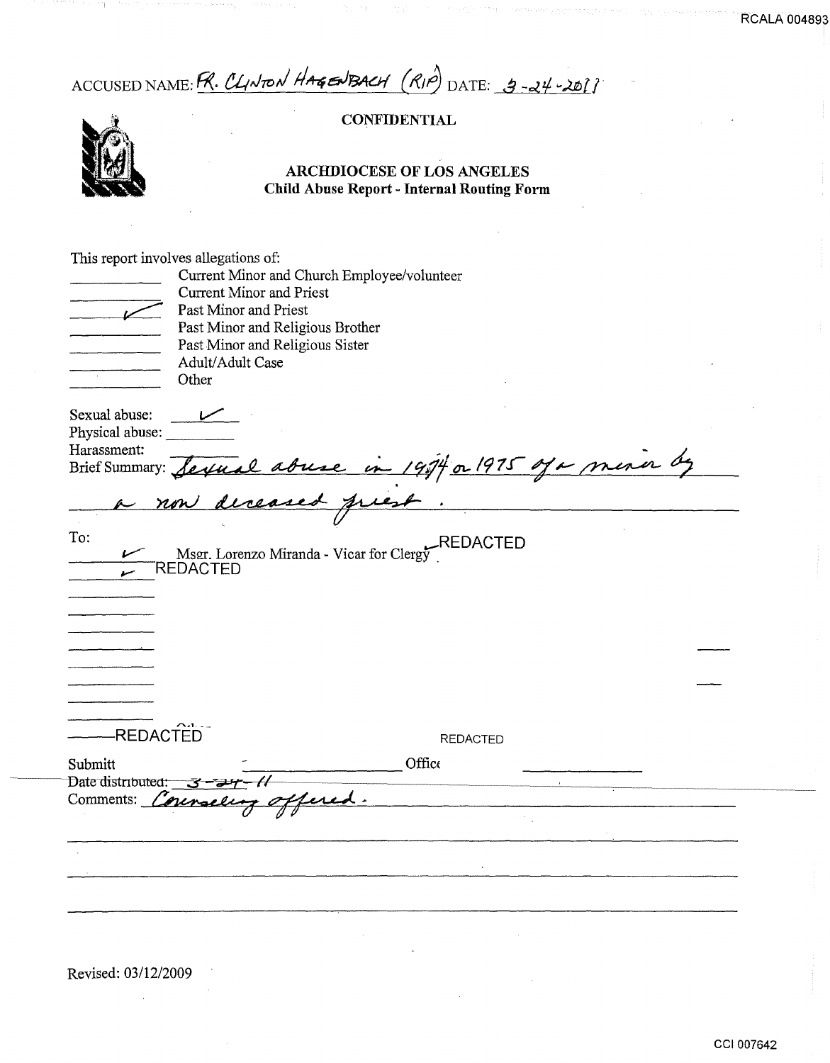ACCUSED NAME: FR. CLINTON HAGENBACH (RIP) DATE: 3-24-2011

**CONFIDENTIAL**

**ARCHDIOCESE OF LOS ANGELES**
**Child Abuse Report - Internal Routing Form**

This report involves allegations of:

| | |
|---|---|
| | Current Minor and Church Employee/volunteer |
| | Current Minor and Priest |
| ✓ | Past Minor and Priest |
| | Past Minor and Religious Brother |
| | Past Minor and Religious Sister |
| | Adult/Adult Case |
| | Other |

Sexual abuse: ✓

Physical abuse: ______

Harassment: ______

Brief Summary: Sexual abuse in 1974 or 1975 of a minor by a now deceased priest.

To:

✓ Msgr. Lorenzo Miranda - Vicar for Clergy ✓ REDACTED

✓ REDACTED

REDACTED REDACTED

Submitt ______ Office ______

~~Date distributed: 3-24-11~~

Comments: Counseling offered.

Revised: 03/12/2009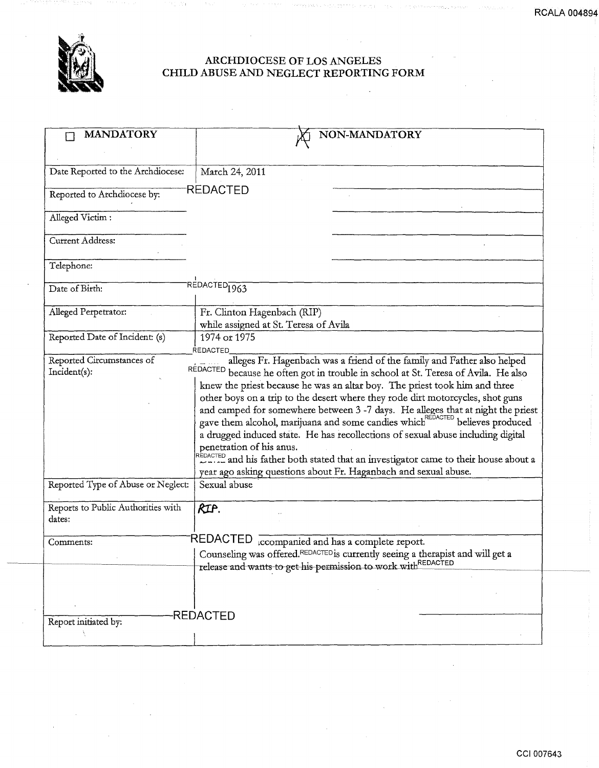# ARCHDIOCESE OF LOS ANGELES
## CHILD ABUSE AND NEGLECT REPORTING FORM

| | |
|---|---|
| ☐ **MANDATORY** | ☒ **NON-MANDATORY** |
| Date Reported to the Archdiocese: | March 24, 2011 |
| Reported to Archdiocese by: | REDACTED |
| Alleged Victim : | |
| Current Address: | |
| Telephone: | |
| Date of Birth: | REDACTED 1963 |
| Alleged Perpetrator: | Fr. Clinton Hagenbach (RIP)<br>while assigned at St. Teresa of Avila |
| Reported Date of Incident: (s) | 1974 or 1975 |
| Reported Circumstances of Incident(s): | REDACTED alleges Fr. Hagenbach was a friend of the family and Father also helped REDACTED because he often got in trouble in school at St. Teresa of Avila. He also knew the priest because he was an altar boy. The priest took him and three other boys on a trip to the desert where they rode dirt motorcycles, shot guns and camped for somewhere between 3 -7 days. He alleges that at night the priest gave them alcohol, marijuana and some candies which REDACTED believes produced a drugged induced state. He has recollections of sexual abuse including digital penetration of his anus.<br>REDACTED and his father both stated that an investigator came to their house about a year ago asking questions about Fr. Haganbach and sexual abuse. |
| Reported Type of Abuse or Neglect: | Sexual abuse |
| Reports to Public Authorities with dates: | RIP. |
| Comments: | REDACTED accompanied and has a complete report.<br>Counseling was offered. REDACTED is currently seeing a therapist and will get a release and wants to get his permission to work with REDACTED |
| Report initiated by: | REDACTED |